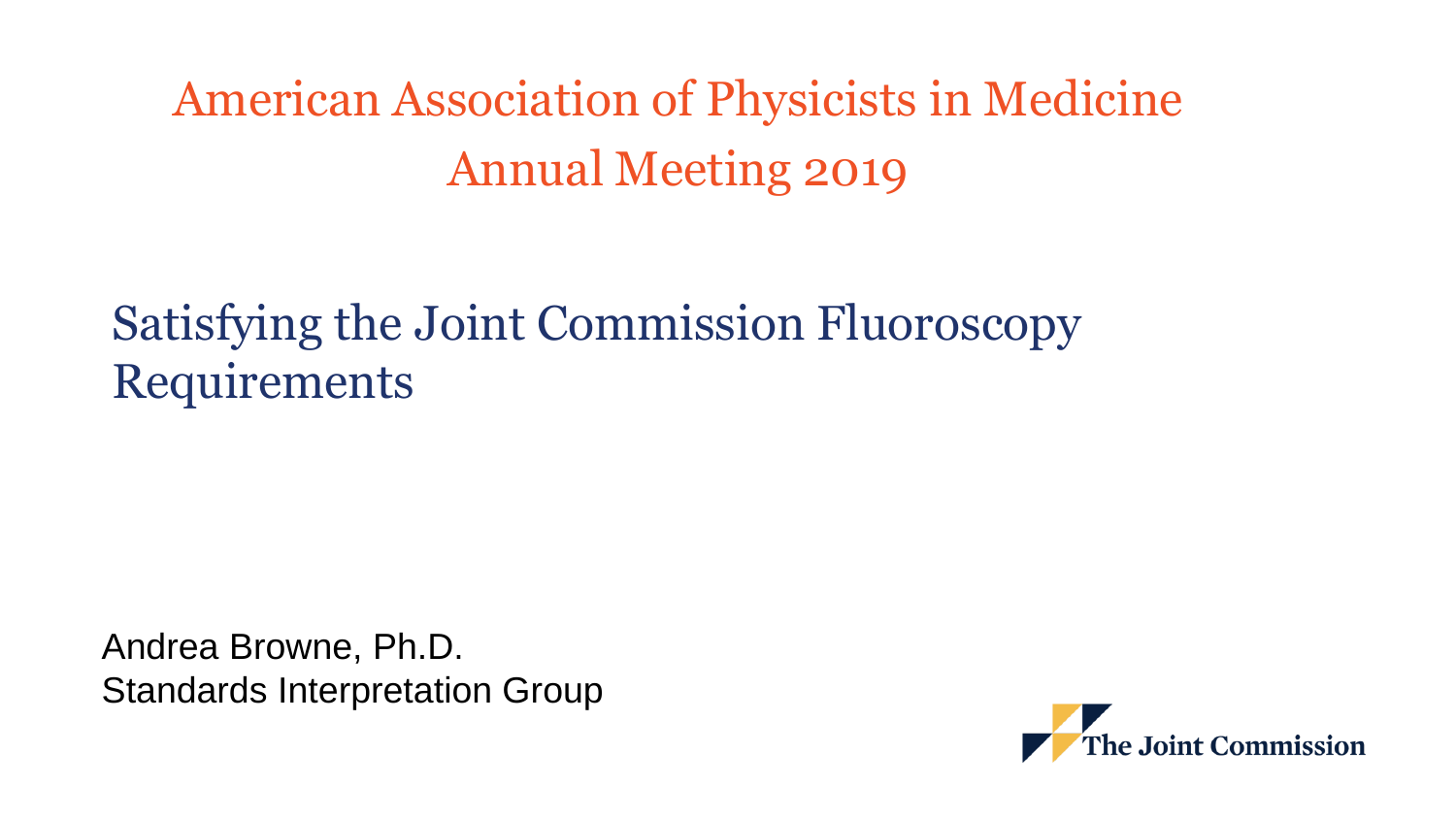# American Association of Physicists in Medicine
# Annual Meeting 2019

## Satisfying the Joint Commission Fluoroscopy Requirements

Andrea Browne, Ph.D.
Standards Interpretation Group

The Joint Commission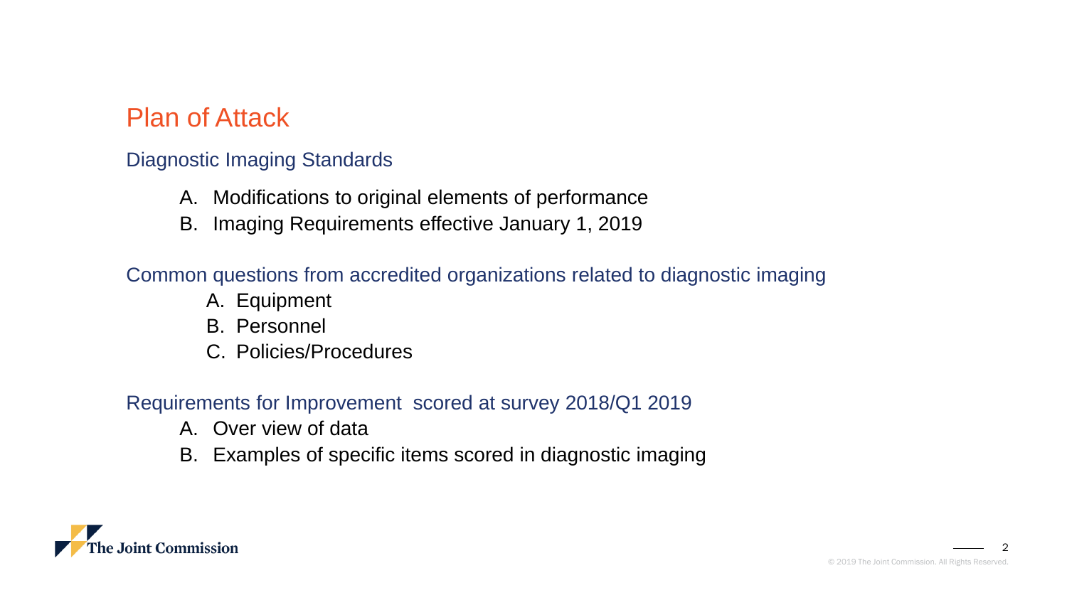# Plan of Attack

## Diagnostic Imaging Standards

A. Modifications to original elements of performance
B. Imaging Requirements effective January 1, 2019

## Common questions from accredited organizations related to diagnostic imaging

A. Equipment
B. Personnel
C. Policies/Procedures

## Requirements for Improvement scored at survey 2018/Q1 2019

A. Over view of data
B. Examples of specific items scored in diagnostic imaging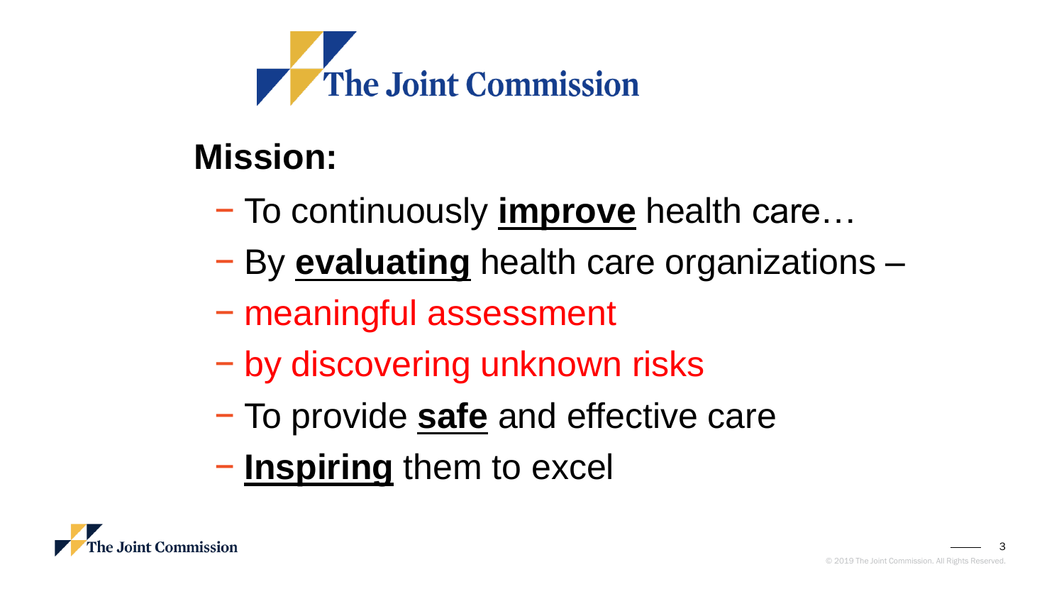The Joint Commission

## Mission:

- To continuously **improve** health care…
- By **evaluating** health care organizations –
- meaningful assessment
- by discovering unknown risks
- To provide **safe** and effective care
- **Inspiring** them to excel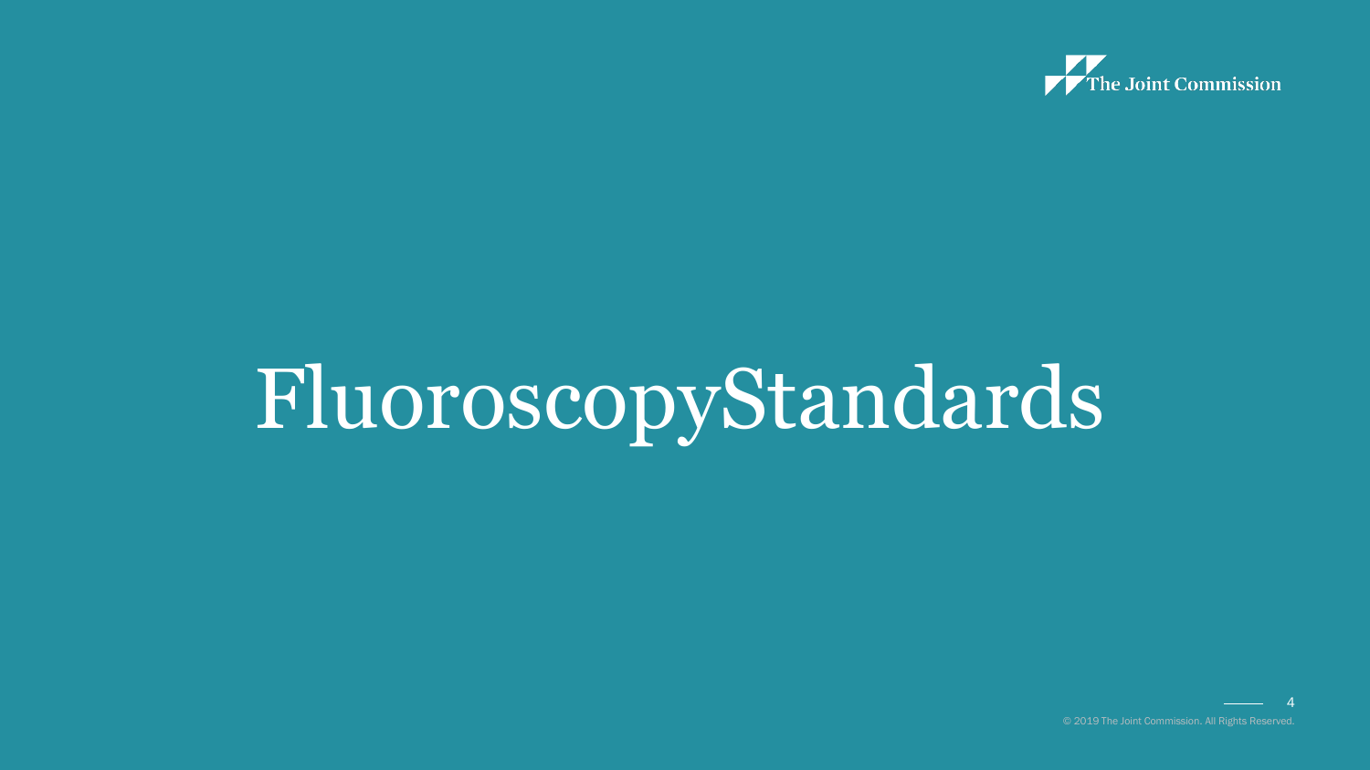# FluoroscopyStandards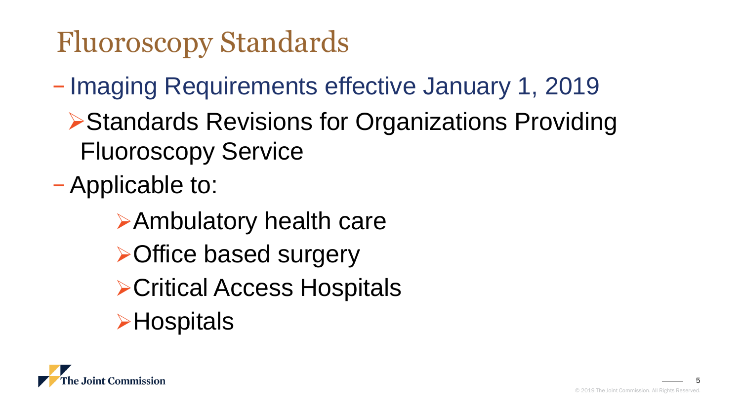# Fluoroscopy Standards

- Imaging Requirements effective January 1, 2019
  - Standards Revisions for Organizations Providing Fluoroscopy Service
- Applicable to:
  - Ambulatory health care
  - Office based surgery
  - Critical Access Hospitals
  - Hospitals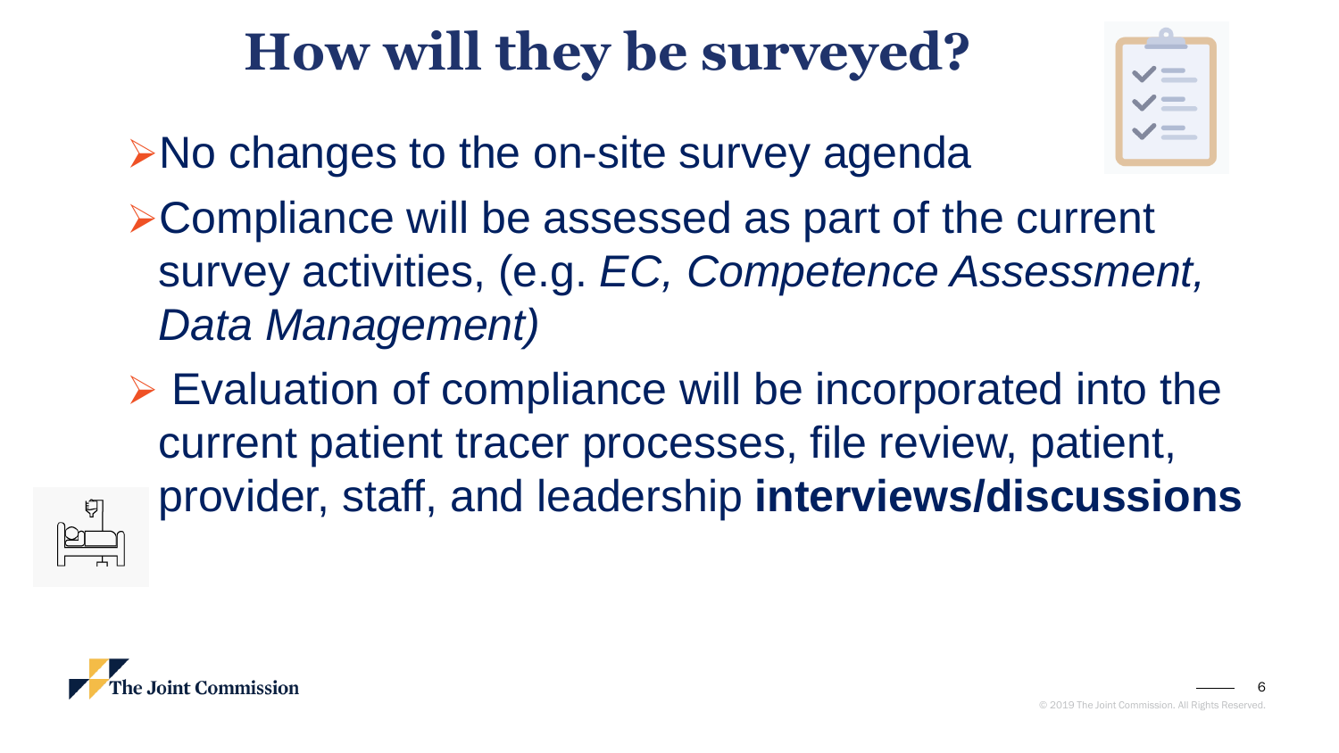# How will they be surveyed?

- No changes to the on-site survey agenda
- Compliance will be assessed as part of the current survey activities, (e.g. *EC, Competence Assessment, Data Management)*
- Evaluation of compliance will be incorporated into the current patient tracer processes, file review, patient, provider, staff, and leadership **interviews/discussions**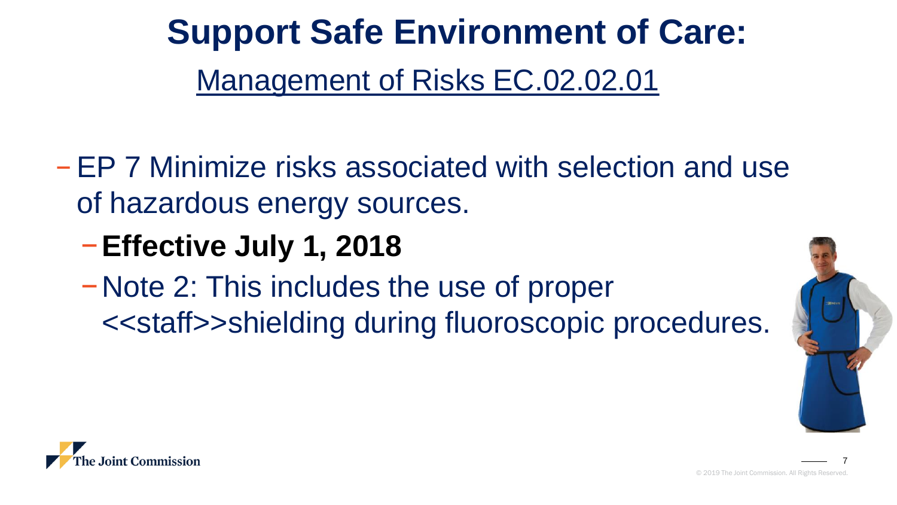# Support Safe Environment of Care:

## Management of Risks EC.02.02.01

- EP 7 Minimize risks associated with selection and use of hazardous energy sources.
  - **Effective July 1, 2018**
  - Note 2: This includes the use of proper <<staff>>shielding during fluoroscopic procedures.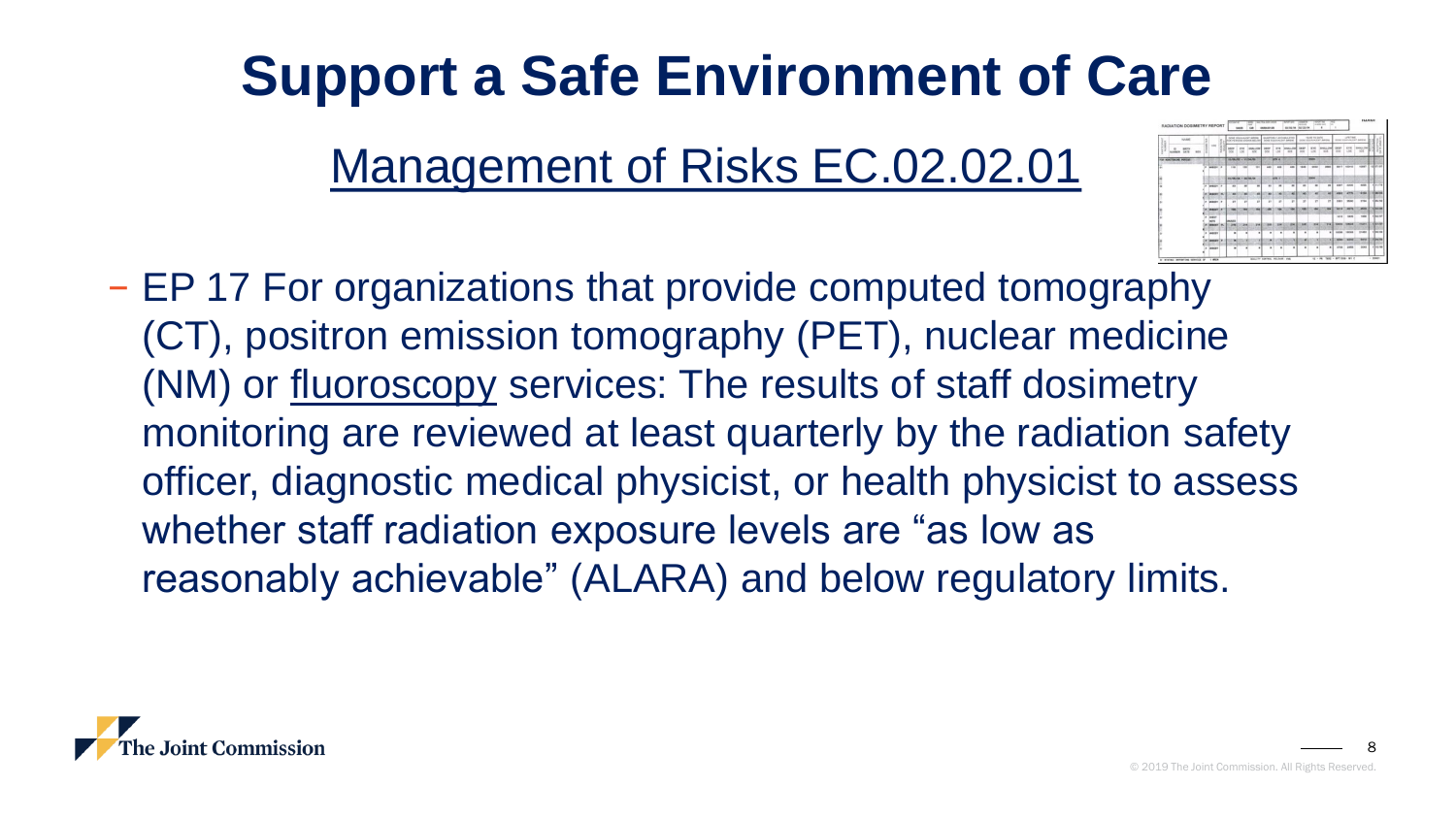# Support a Safe Environment of Care

## Management of Risks EC.02.02.01

- EP 17 For organizations that provide computed tomography (CT), positron emission tomography (PET), nuclear medicine (NM) or fluoroscopy services: The results of staff dosimetry monitoring are reviewed at least quarterly by the radiation safety officer, diagnostic medical physicist, or health physicist to assess whether staff radiation exposure levels are "as low as reasonably achievable" (ALARA) and below regulatory limits.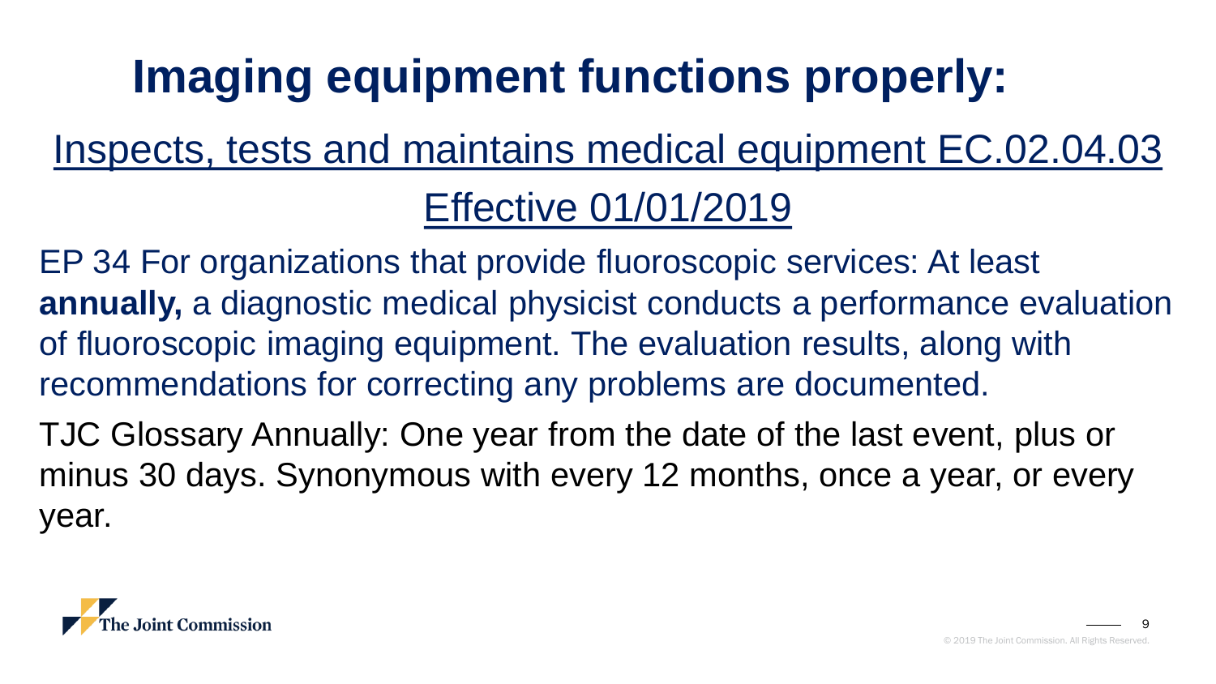# Imaging equipment functions properly:

## Inspects, tests and maintains medical equipment EC.02.04.03

## Effective 01/01/2019

EP 34 For organizations that provide fluoroscopic services: At least **annually,** a diagnostic medical physicist conducts a performance evaluation of fluoroscopic imaging equipment. The evaluation results, along with recommendations for correcting any problems are documented.

TJC Glossary Annually: One year from the date of the last event, plus or minus 30 days. Synonymous with every 12 months, once a year, or every year.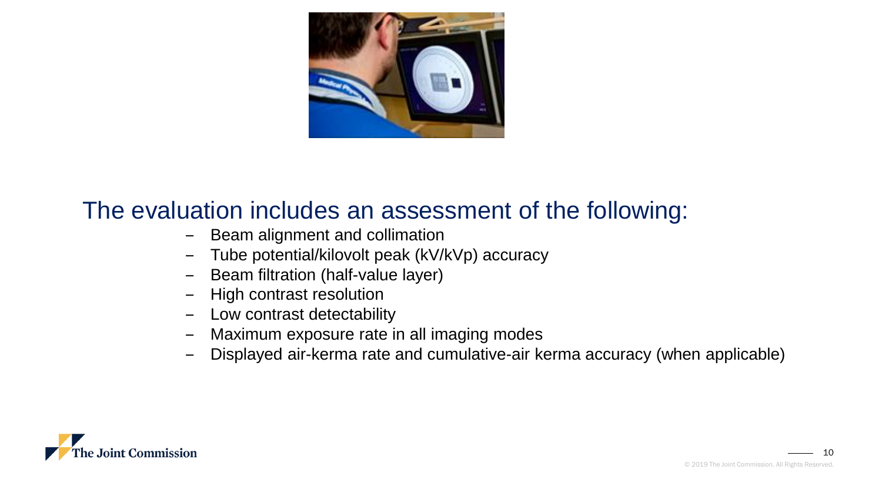## The evaluation includes an assessment of the following:

- Beam alignment and collimation
- Tube potential/kilovolt peak (kV/kVp) accuracy
- Beam filtration (half-value layer)
- High contrast resolution
- Low contrast detectability
- Maximum exposure rate in all imaging modes
- Displayed air-kerma rate and cumulative-air kerma accuracy (when applicable)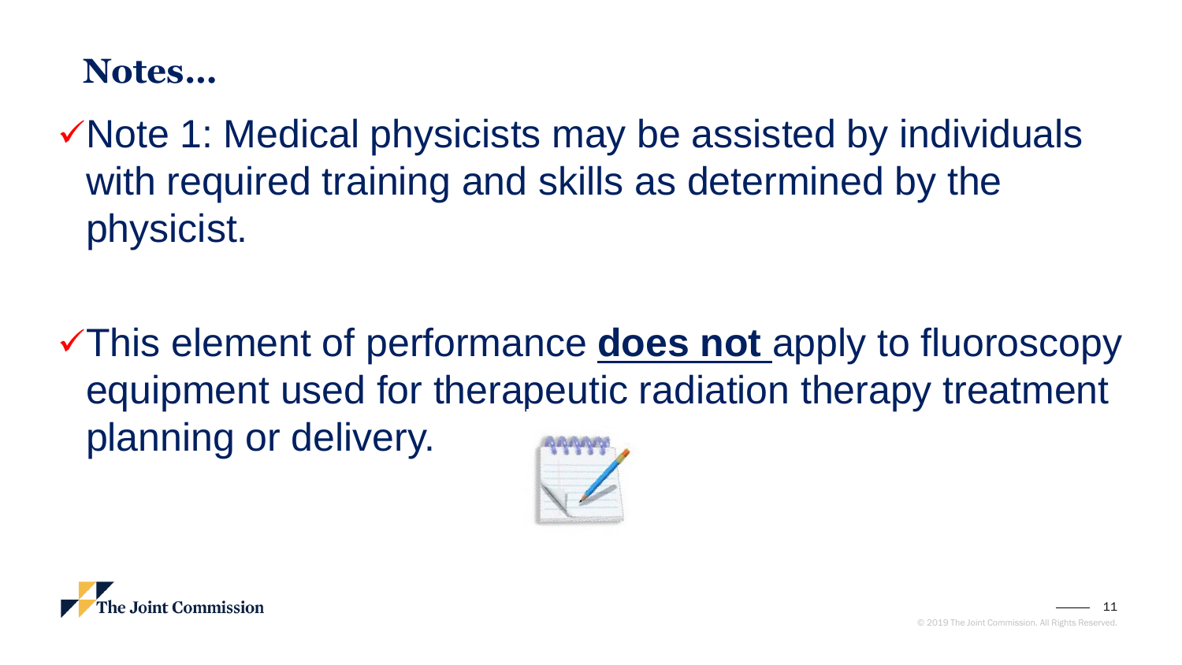# Notes…

- ✓ Note 1: Medical physicists may be assisted by individuals with required training and skills as determined by the physicist.

- ✓ This element of performance **does not** apply to fluoroscopy equipment used for therapeutic radiation therapy treatment planning or delivery.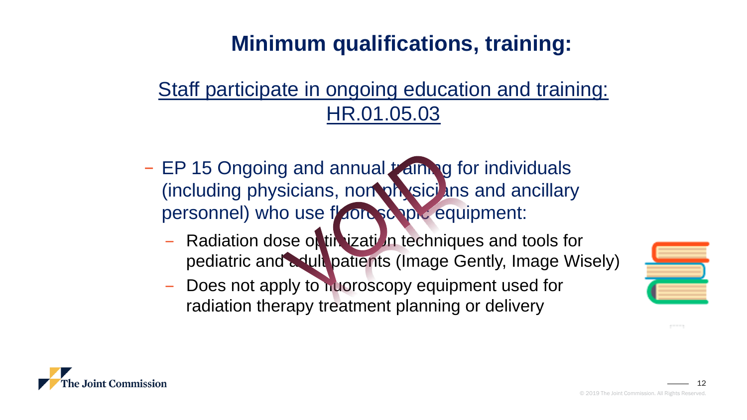# Minimum qualifications, training:

## Staff participate in ongoing education and training: HR.01.05.03

- EP 15 Ongoing and annual training for individuals (including physicians, non-physicians and ancillary personnel) who use fluoroscopic equipment:
  - Radiation dose optimization techniques and tools for pediatric and adult patients (Image Gently, Image Wisely)
  - Does not apply to fluoroscopy equipment used for radiation therapy treatment planning or delivery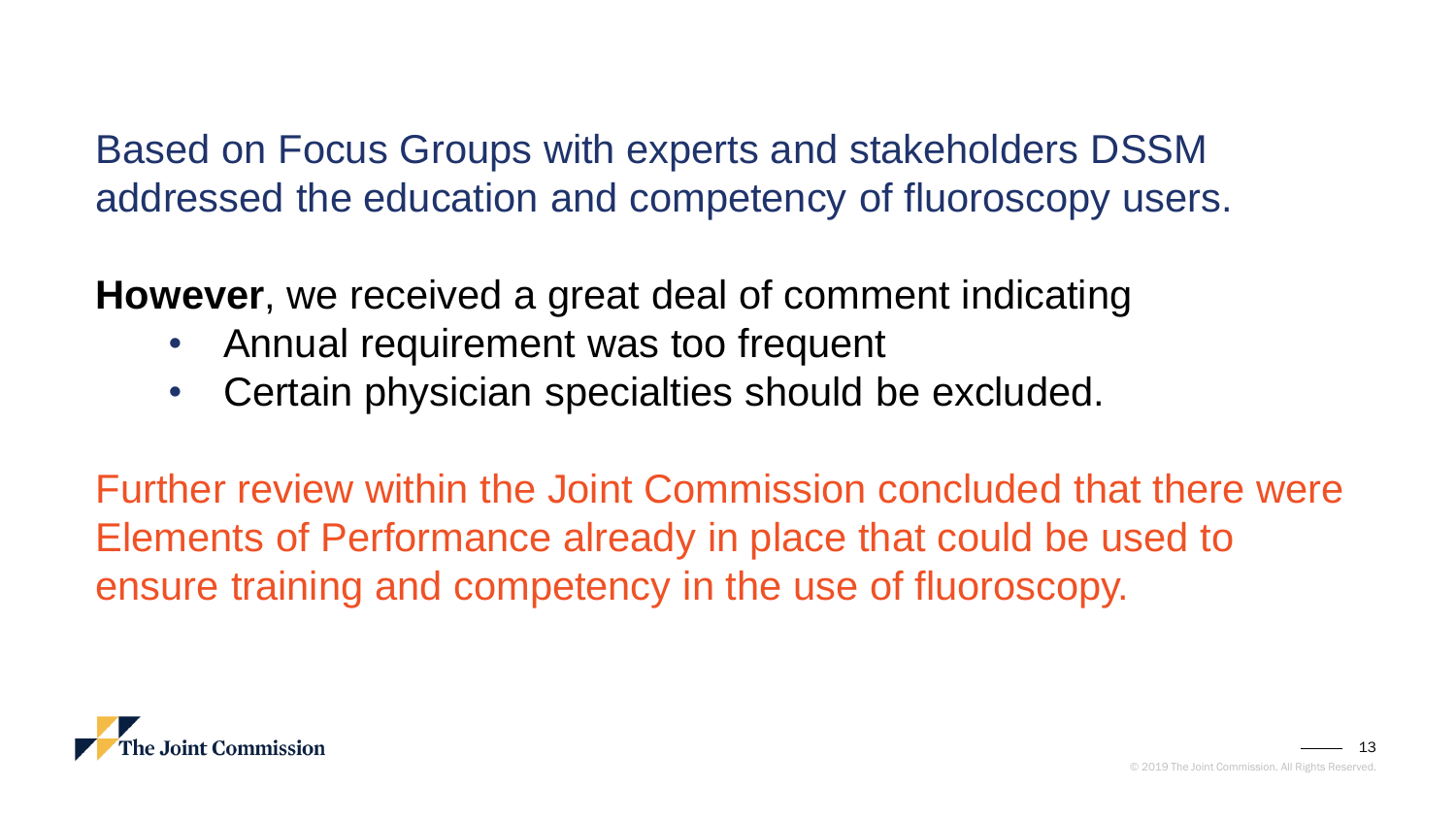Based on Focus Groups with experts and stakeholders DSSM addressed the education and competency of fluoroscopy users.

**However**, we received a great deal of comment indicating

- Annual requirement was too frequent
- Certain physician specialties should be excluded.

Further review within the Joint Commission concluded that there were Elements of Performance already in place that could be used to ensure training and competency in the use of fluoroscopy.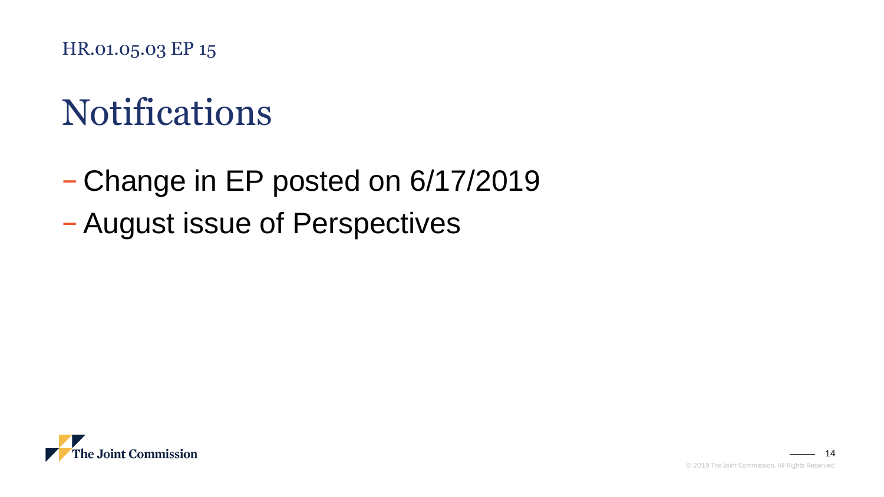HR.01.05.03 EP 15

# Notifications

- Change in EP posted on 6/17/2019
- August issue of Perspectives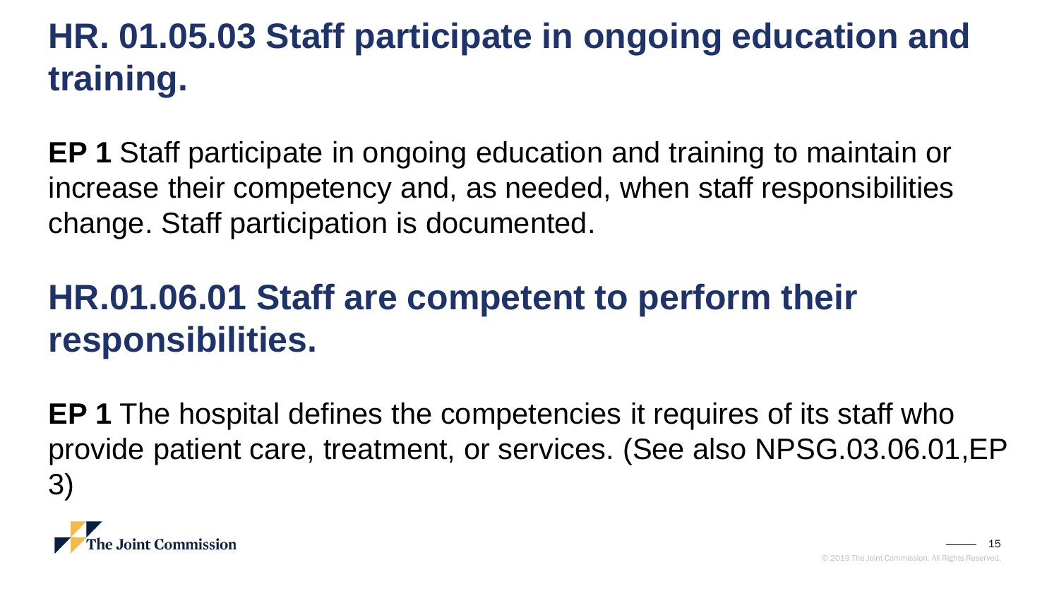# HR. 01.05.03 Staff participate in ongoing education and training.

**EP 1** Staff participate in ongoing education and training to maintain or increase their competency and, as needed, when staff responsibilities change. Staff participation is documented.

# HR.01.06.01 Staff are competent to perform their responsibilities.

**EP 1** The hospital defines the competencies it requires of its staff who provide patient care, treatment, or services. (See also NPSG.03.06.01,EP 3)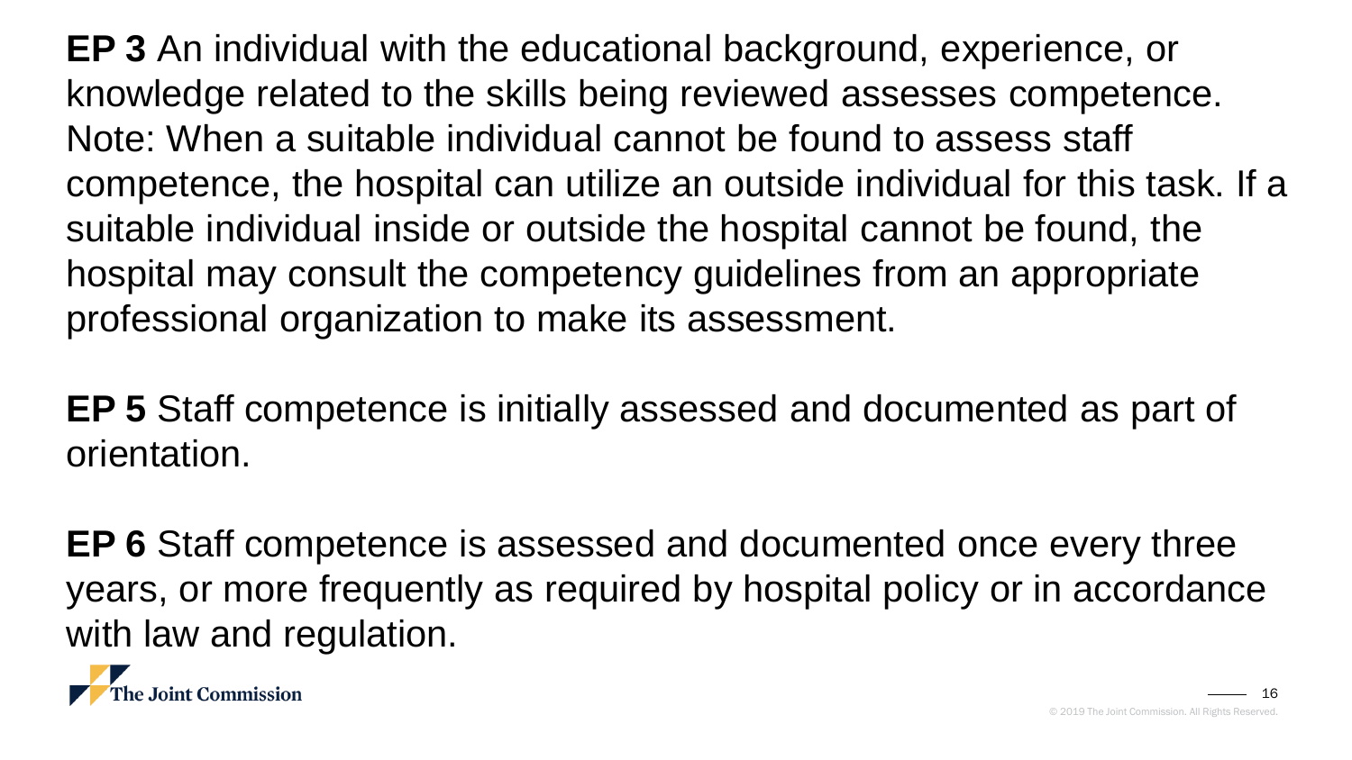**EP 3** An individual with the educational background, experience, or knowledge related to the skills being reviewed assesses competence. Note: When a suitable individual cannot be found to assess staff competence, the hospital can utilize an outside individual for this task. If a suitable individual inside or outside the hospital cannot be found, the hospital may consult the competency guidelines from an appropriate professional organization to make its assessment.

**EP 5** Staff competence is initially assessed and documented as part of orientation.

**EP 6** Staff competence is assessed and documented once every three years, or more frequently as required by hospital policy or in accordance with law and regulation.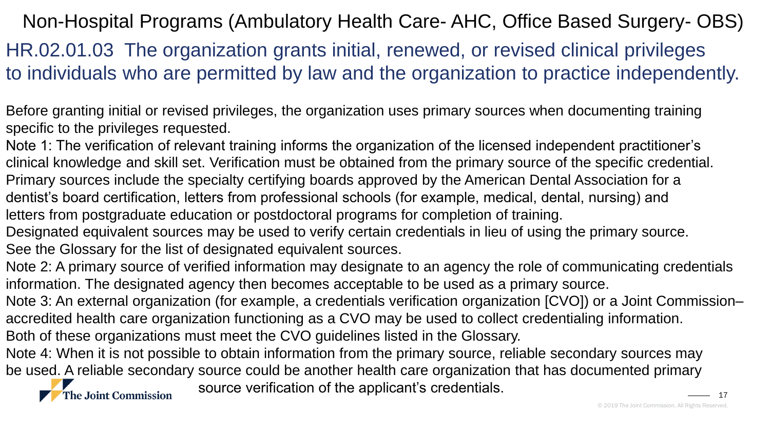# Non-Hospital Programs (Ambulatory Health Care- AHC, Office Based Surgery- OBS)

## HR.02.01.03 The organization grants initial, renewed, or revised clinical privileges to individuals who are permitted by law and the organization to practice independently.

Before granting initial or revised privileges, the organization uses primary sources when documenting training specific to the privileges requested.

Note 1: The verification of relevant training informs the organization of the licensed independent practitioner's clinical knowledge and skill set. Verification must be obtained from the primary source of the specific credential. Primary sources include the specialty certifying boards approved by the American Dental Association for a dentist's board certification, letters from professional schools (for example, medical, dental, nursing) and letters from postgraduate education or postdoctoral programs for completion of training.
Designated equivalent sources may be used to verify certain credentials in lieu of using the primary source. See the Glossary for the list of designated equivalent sources.

Note 2: A primary source of verified information may designate to an agency the role of communicating credentials information. The designated agency then becomes acceptable to be used as a primary source.

Note 3: An external organization (for example, a credentials verification organization [CVO]) or a Joint Commission–accredited health care organization functioning as a CVO may be used to collect credentialing information. Both of these organizations must meet the CVO guidelines listed in the Glossary.

Note 4: When it is not possible to obtain information from the primary source, reliable secondary sources may be used. A reliable secondary source could be another health care organization that has documented primary source verification of the applicant's credentials.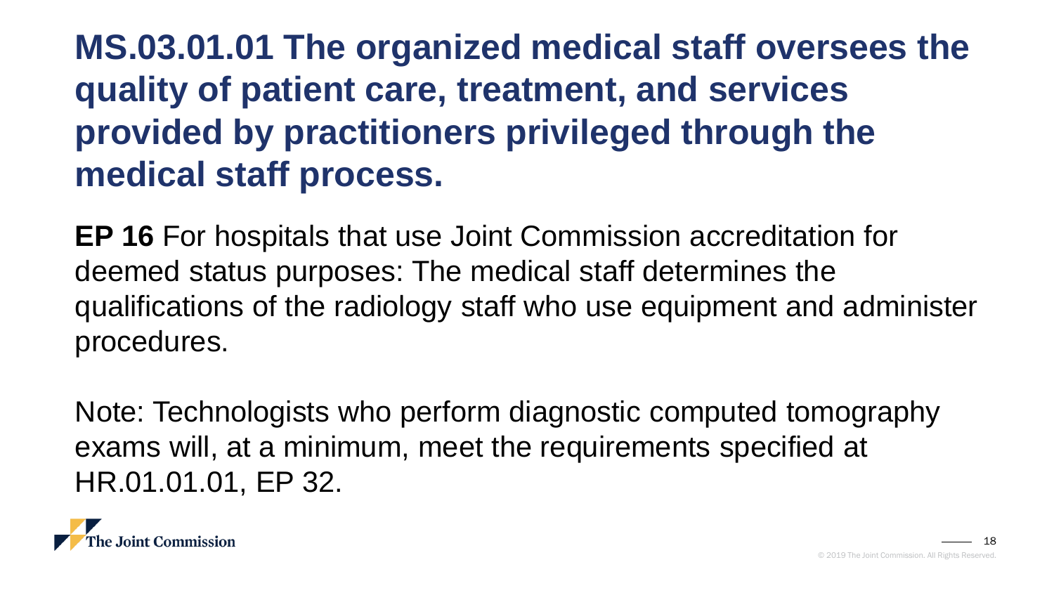# MS.03.01.01 The organized medical staff oversees the quality of patient care, treatment, and services provided by practitioners privileged through the medical staff process.

**EP 16** For hospitals that use Joint Commission accreditation for deemed status purposes: The medical staff determines the qualifications of the radiology staff who use equipment and administer procedures.

Note: Technologists who perform diagnostic computed tomography exams will, at a minimum, meet the requirements specified at HR.01.01.01, EP 32.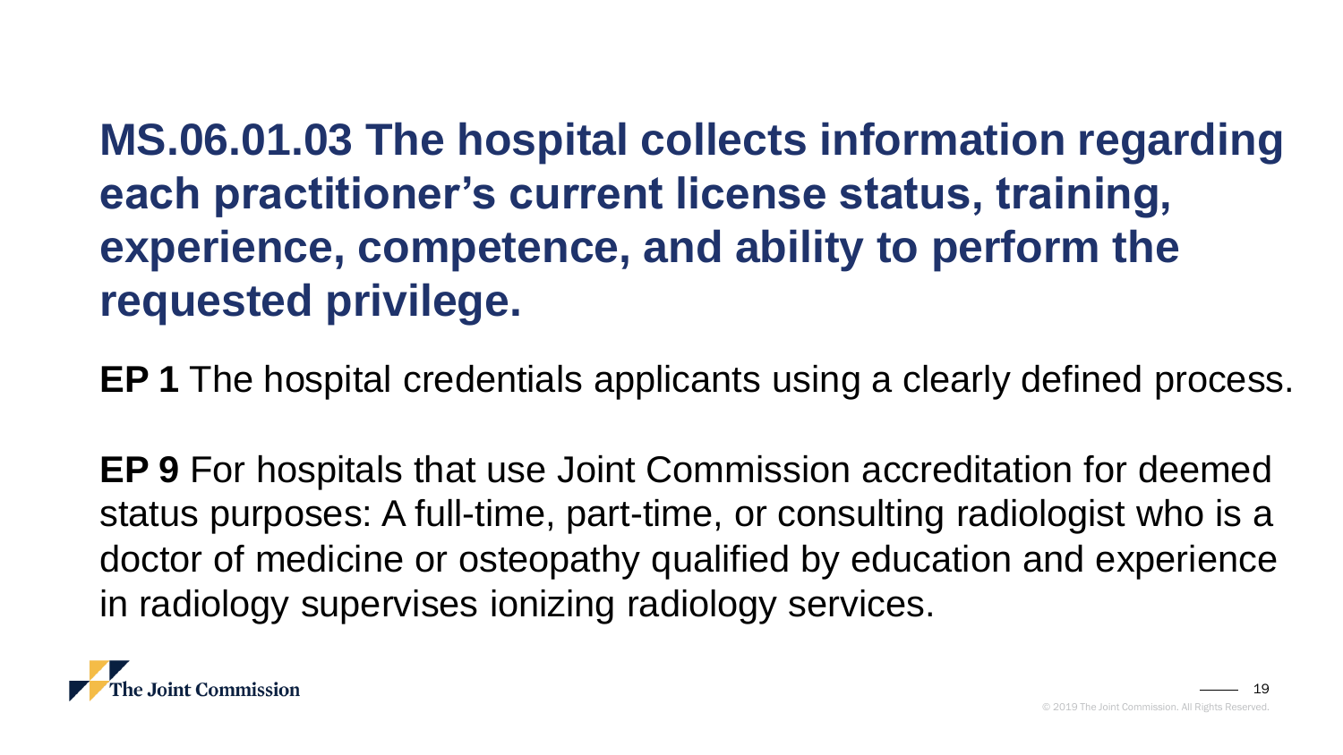# MS.06.01.03 The hospital collects information regarding each practitioner's current license status, training, experience, competence, and ability to perform the requested privilege.

**EP 1** The hospital credentials applicants using a clearly defined process.

**EP 9** For hospitals that use Joint Commission accreditation for deemed status purposes: A full-time, part-time, or consulting radiologist who is a doctor of medicine or osteopathy qualified by education and experience in radiology supervises ionizing radiology services.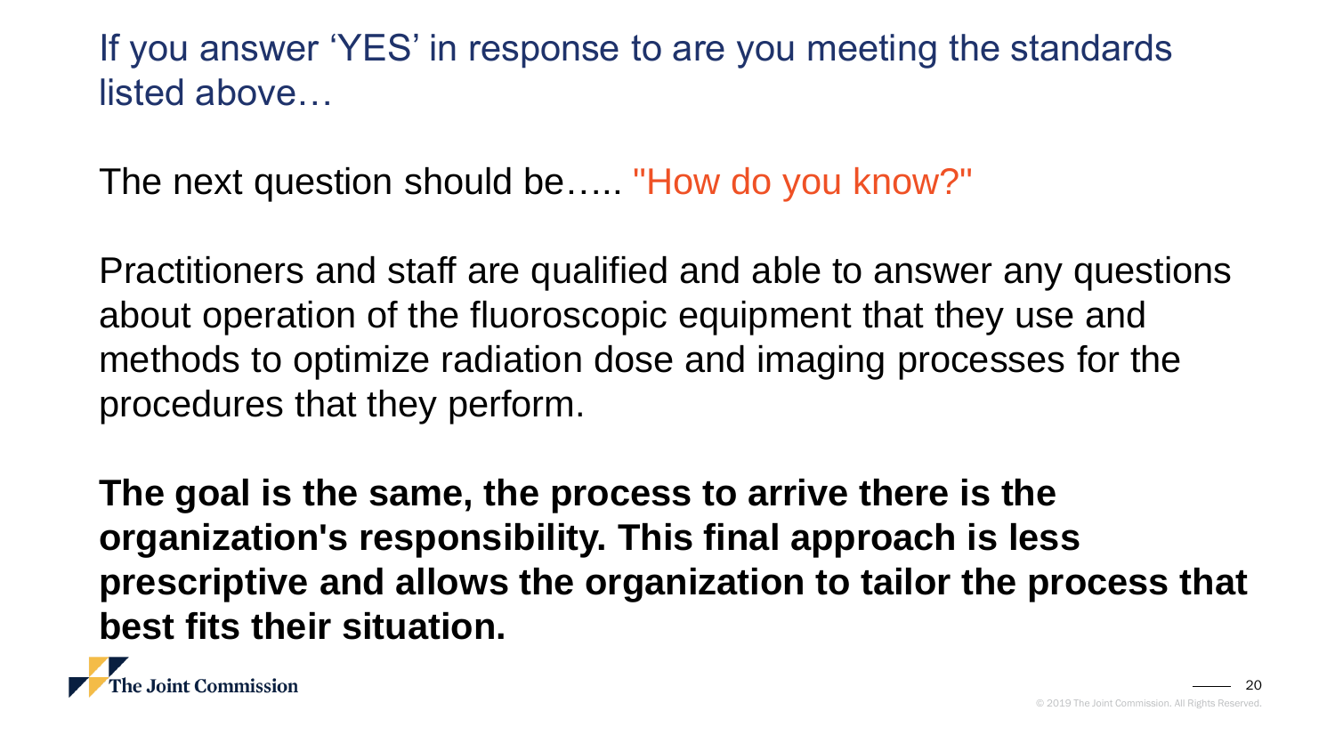## If you answer 'YES' in response to are you meeting the standards listed above…

The next question should be….. "How do you know?"

Practitioners and staff are qualified and able to answer any questions about operation of the fluoroscopic equipment that they use and methods to optimize radiation dose and imaging processes for the procedures that they perform.

**The goal is the same, the process to arrive there is the organization's responsibility. This final approach is less prescriptive and allows the organization to tailor the process that best fits their situation.**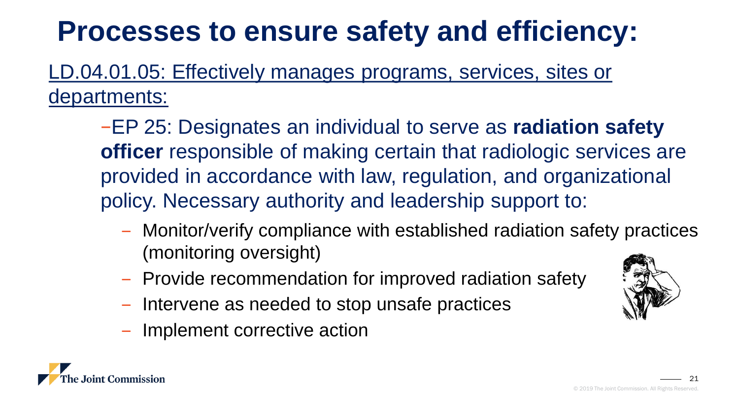# Processes to ensure safety and efficiency:

LD.04.01.05: Effectively manages programs, services, sites or departments:

- EP 25: Designates an individual to serve as **radiation safety officer** responsible of making certain that radiologic services are provided in accordance with law, regulation, and organizational policy. Necessary authority and leadership support to:
  - Monitor/verify compliance with established radiation safety practices (monitoring oversight)
  - Provide recommendation for improved radiation safety
  - Intervene as needed to stop unsafe practices
  - Implement corrective action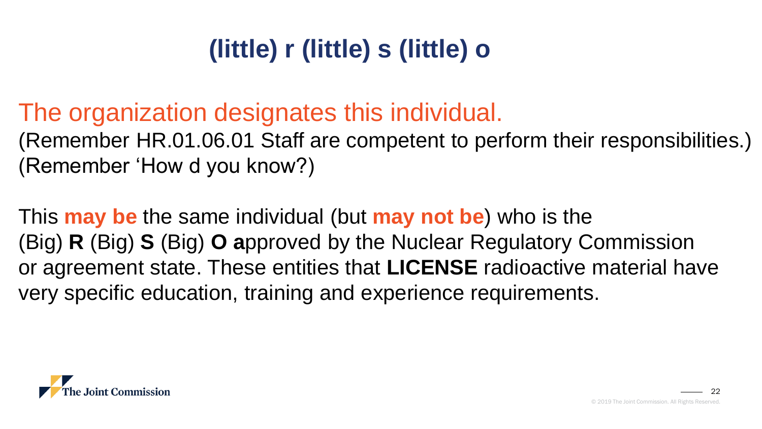# (little) r (little) s (little) o

The organization designates this individual.
(Remember HR.01.06.01 Staff are competent to perform their responsibilities.)
(Remember 'How d you know?)

This **may be** the same individual (but **may not be**) who is the
(Big) **R** (Big) **S** (Big) **O a**pproved by the Nuclear Regulatory Commission
or agreement state. These entities that **LICENSE** radioactive material have
very specific education, training and experience requirements.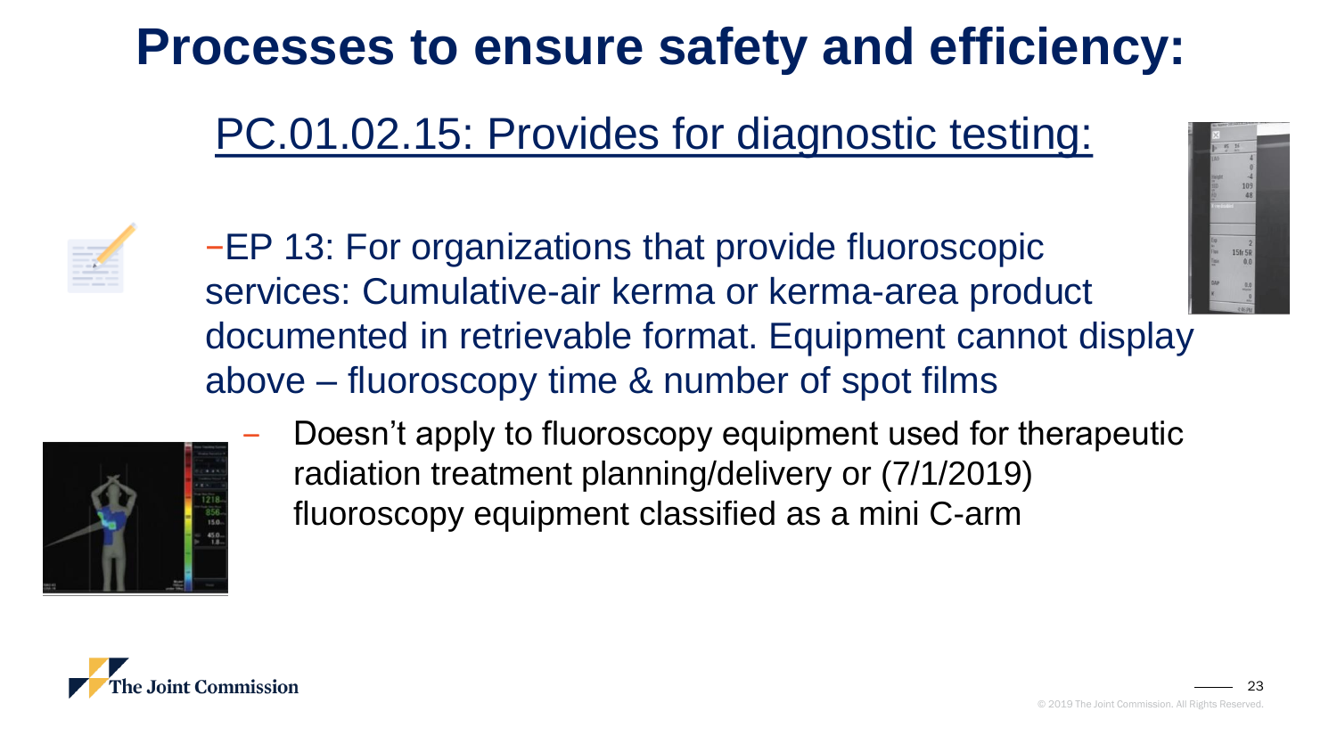# Processes to ensure safety and efficiency:

## PC.01.02.15: Provides for diagnostic testing:

- EP 13: For organizations that provide fluoroscopic services: Cumulative-air kerma or kerma-area product documented in retrievable format. Equipment cannot display above – fluoroscopy time & number of spot films
  - Doesn't apply to fluoroscopy equipment used for therapeutic radiation treatment planning/delivery or (7/1/2019) fluoroscopy equipment classified as a mini C-arm

© 2019 The Joint Commission. All Rights Reserved.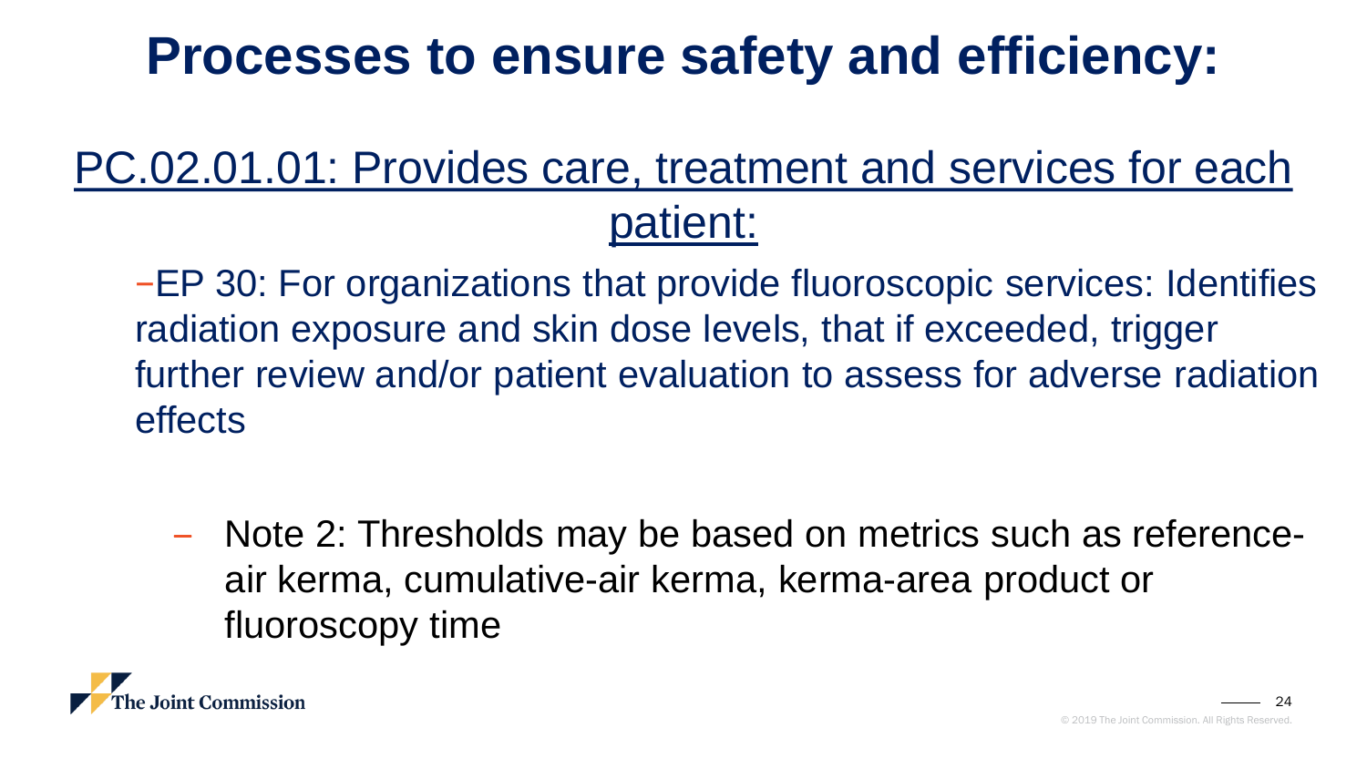# Processes to ensure safety and efficiency:

## PC.02.01.01: Provides care, treatment and services for each patient:

- EP 30: For organizations that provide fluoroscopic services: Identifies radiation exposure and skin dose levels, that if exceeded, trigger further review and/or patient evaluation to assess for adverse radiation effects

  - Note 2: Thresholds may be based on metrics such as reference-air kerma, cumulative-air kerma, kerma-area product or fluoroscopy time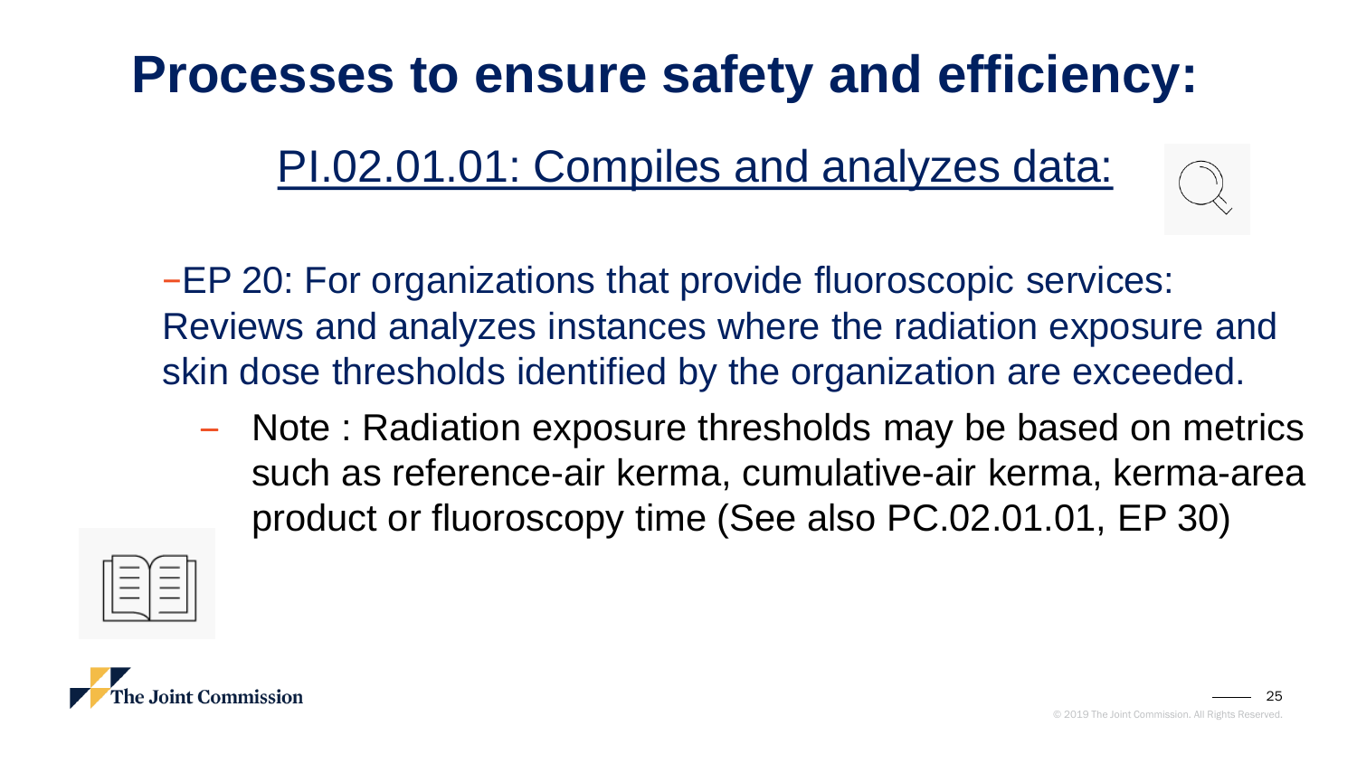# Processes to ensure safety and efficiency:

## PI.02.01.01: Compiles and analyzes data:

- EP 20: For organizations that provide fluoroscopic services: Reviews and analyzes instances where the radiation exposure and skin dose thresholds identified by the organization are exceeded.
  - Note : Radiation exposure thresholds may be based on metrics such as reference-air kerma, cumulative-air kerma, kerma-area product or fluoroscopy time (See also PC.02.01.01, EP 30)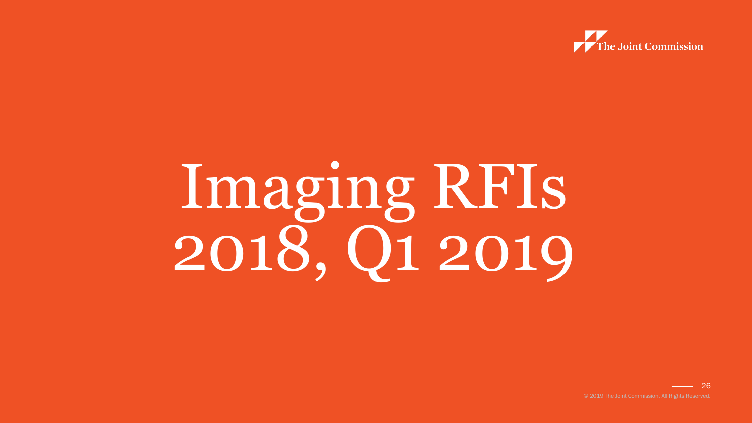# Imaging RFIs 2018, Q1 2019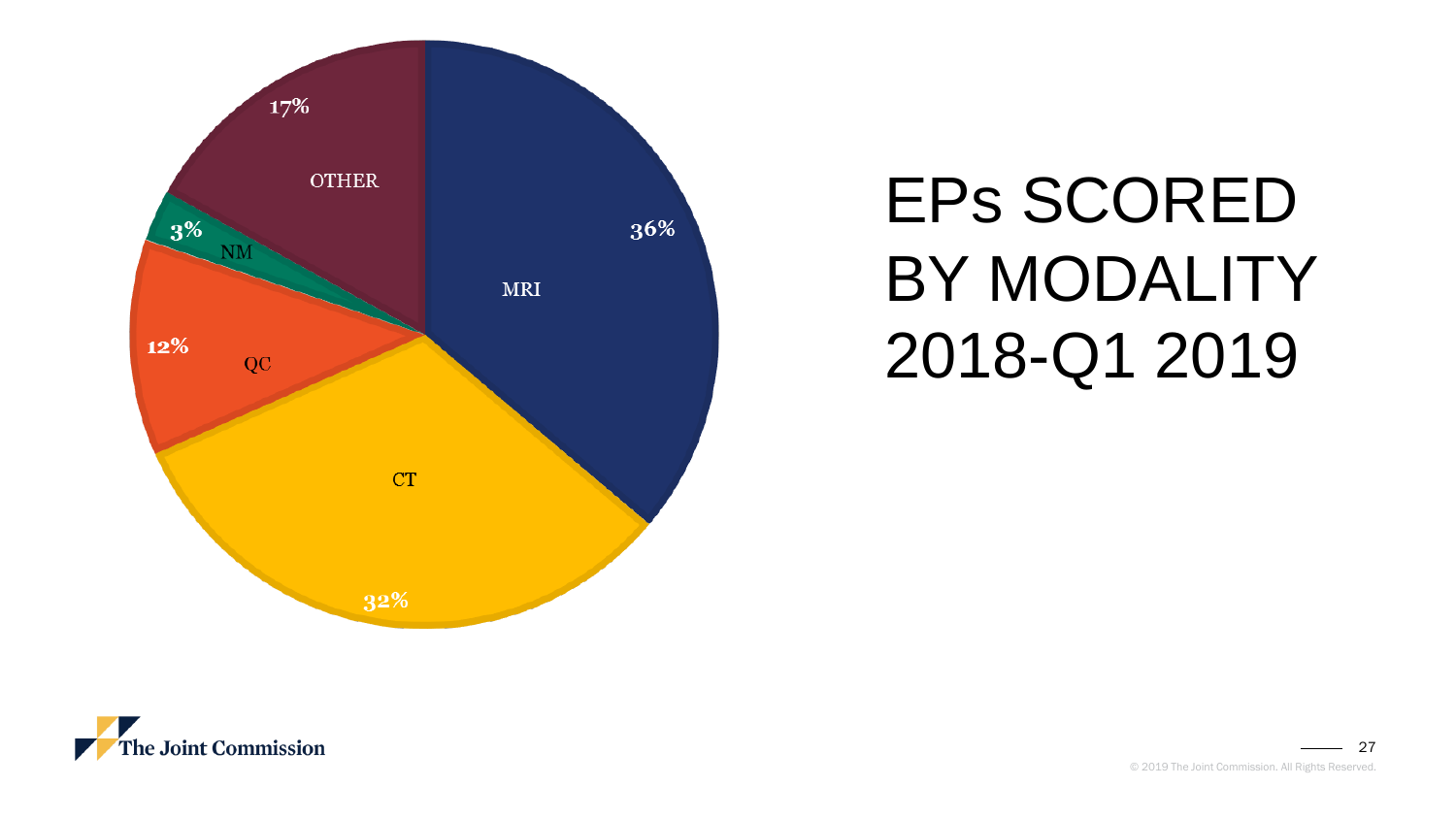# EPs SCORED BY MODALITY 2018-Q1 2019

| Modality | Percentage |
| --- | --- |
| MRI | 36% |
| CT | 32% |
| QC | 12% |
| NM | 3% |
| OTHER | 17% |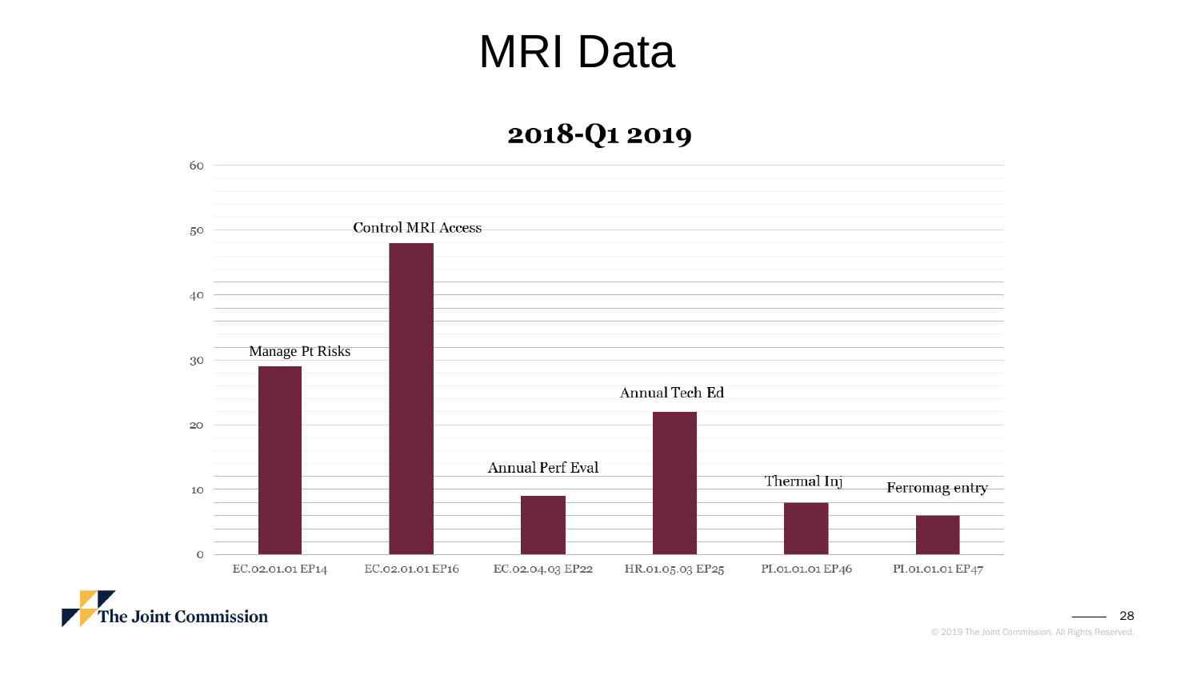# MRI Data

## 2018-Q1 2019

| Standard | Label | Value |
| --- | --- | --- |
| EC.02.01.01 EP14 | Manage Pt Risks | 29 |
| EC.02.01.01 EP16 | Control MRI Access | 48 |
| EC.02.04.03 EP22 | Annual Perf Eval | 9 |
| HR.01.05.03 EP25 | Annual Tech Ed | 22 |
| PI.01.01.01 EP46 | Thermal Inj | 8 |
| PI.01.01.01 EP47 | Ferromag entry | 6 |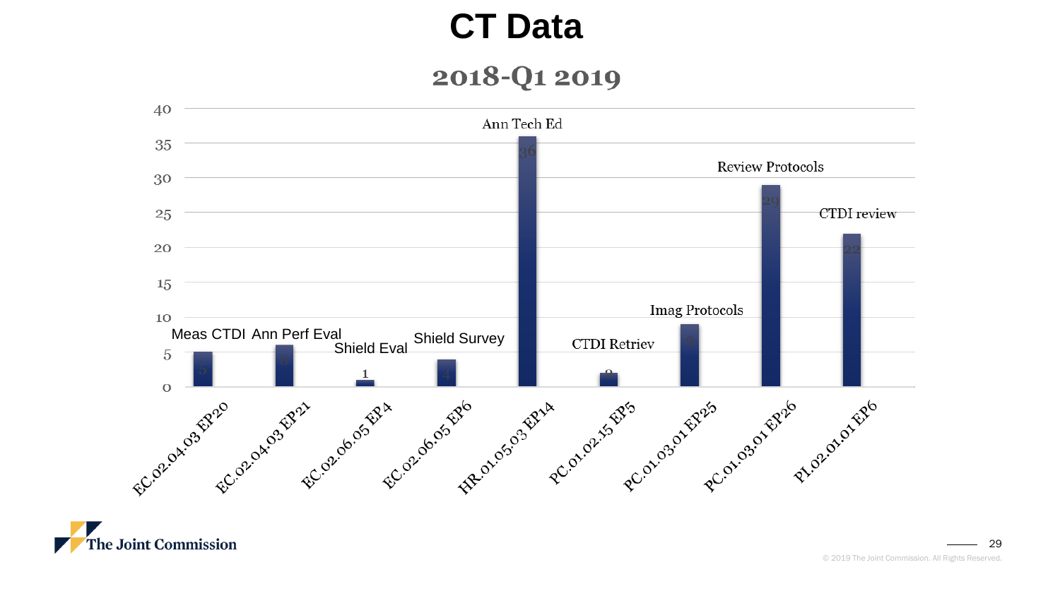# CT Data

## 2018-Q1 2019

| Standard | Label | Value |
|---|---|---|
| EC.02.04.03 EP20 | Meas CTDI | 5 |
| EC.02.04.03 EP21 | Ann Perf Eval | 6 |
| EC.02.06.05 EP4 | Shield Eval | 1 |
| EC.02.06.05 EP6 | Shield Survey | 4 |
| HR.01.05.03 EP14 | Ann Tech Ed | 36 |
| PC.01.02.15 EP5 | CTDI Retriev | 2 |
| PC.01.03.01 EP25 | Imag Protocols | 9 |
| PC.01.03.01 EP26 | Review Protocols | 29 |
| PI.02.01.01 EP6 | CTDI review | 22 |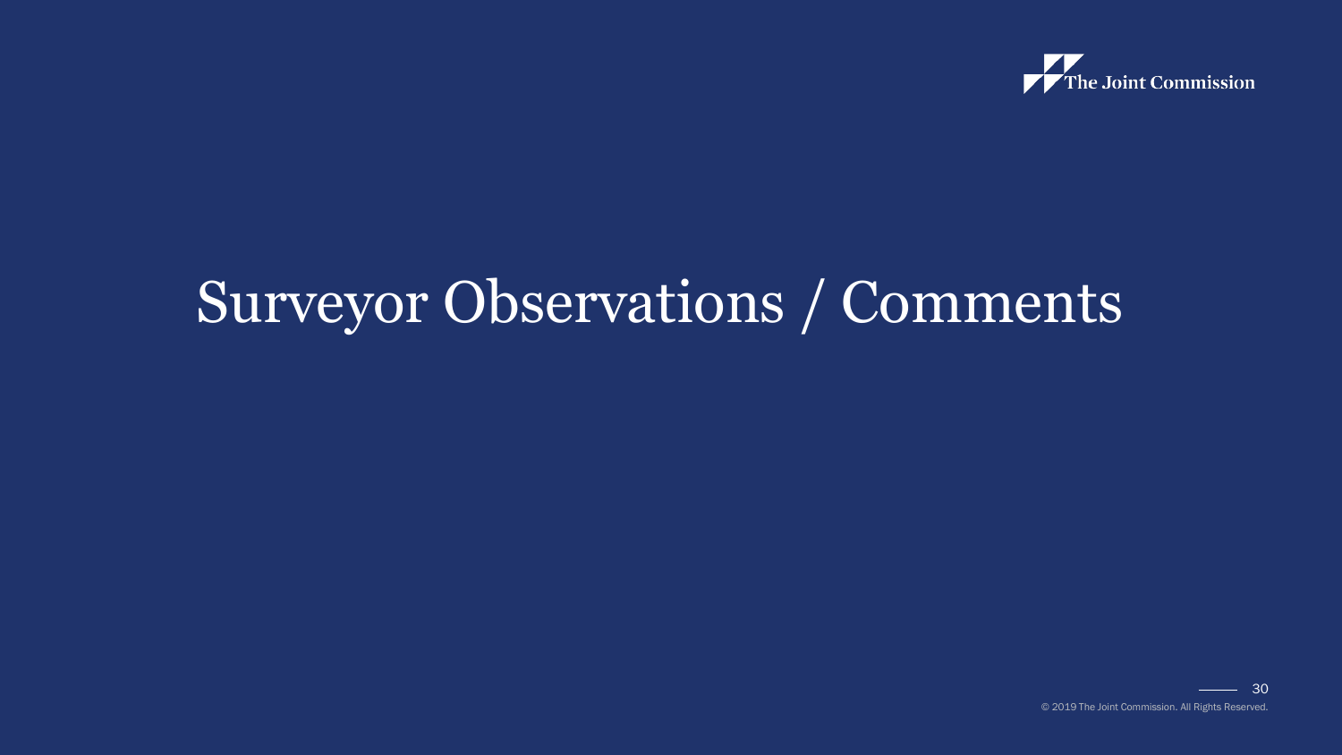# Surveyor Observations / Comments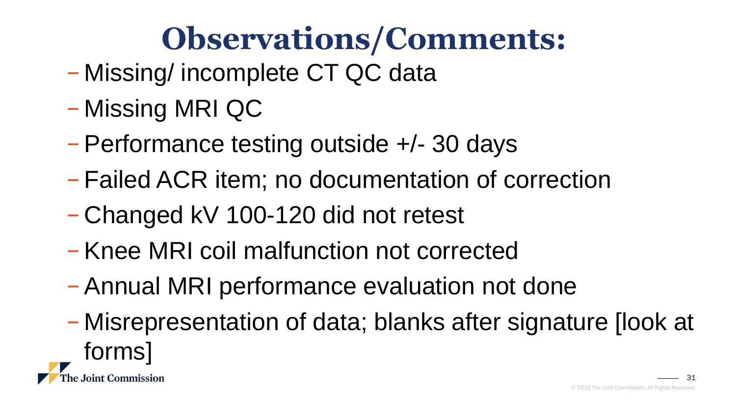# Observations/Comments:

- Missing/ incomplete CT QC data
- Missing MRI QC
- Performance testing outside +/- 30 days
- Failed ACR item; no documentation of correction
- Changed kV 100-120 did not retest
- Knee MRI coil malfunction not corrected
- Annual MRI performance evaluation not done
- Misrepresentation of data; blanks after signature [look at forms]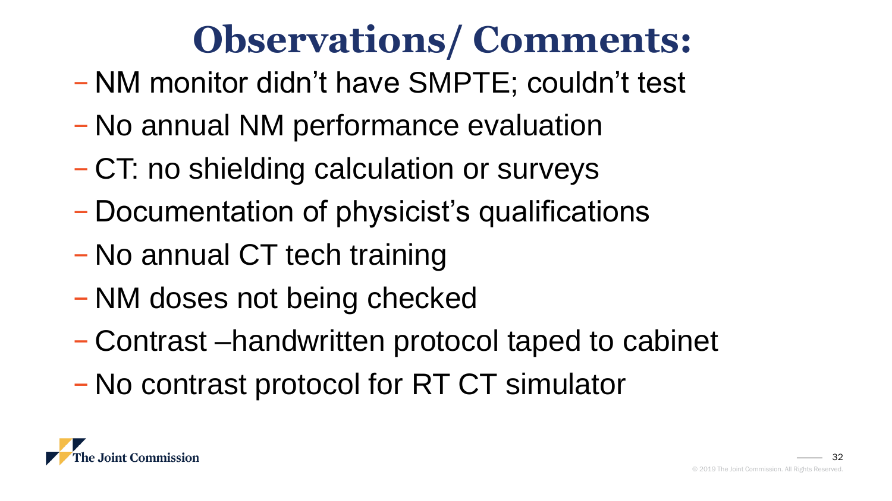# Observations/ Comments:

- NM monitor didn't have SMPTE; couldn't test
- No annual NM performance evaluation
- CT: no shielding calculation or surveys
- Documentation of physicist's qualifications
- No annual CT tech training
- NM doses not being checked
- Contrast –handwritten protocol taped to cabinet
- No contrast protocol for RT CT simulator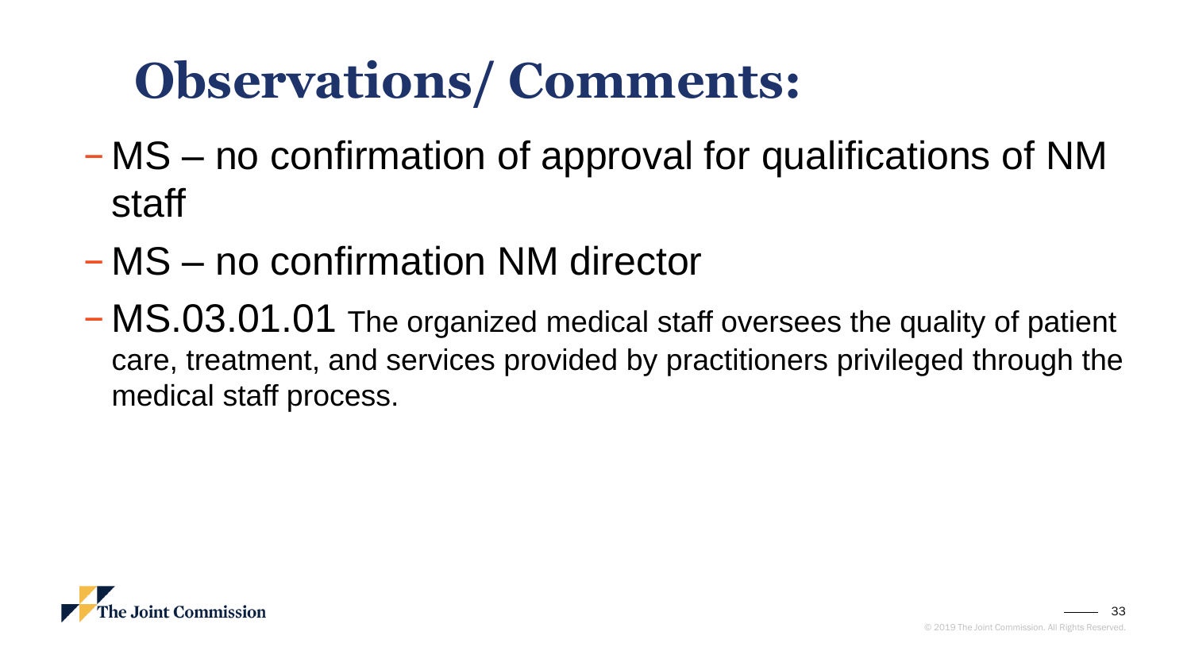# Observations/ Comments:

- MS – no confirmation of approval for qualifications of NM staff
- MS – no confirmation NM director
- MS.03.01.01 The organized medical staff oversees the quality of patient care, treatment, and services provided by practitioners privileged through the medical staff process.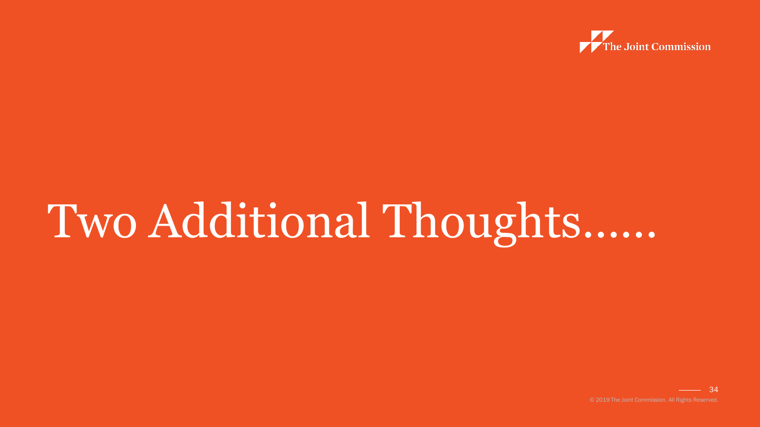# Two Additional Thoughts……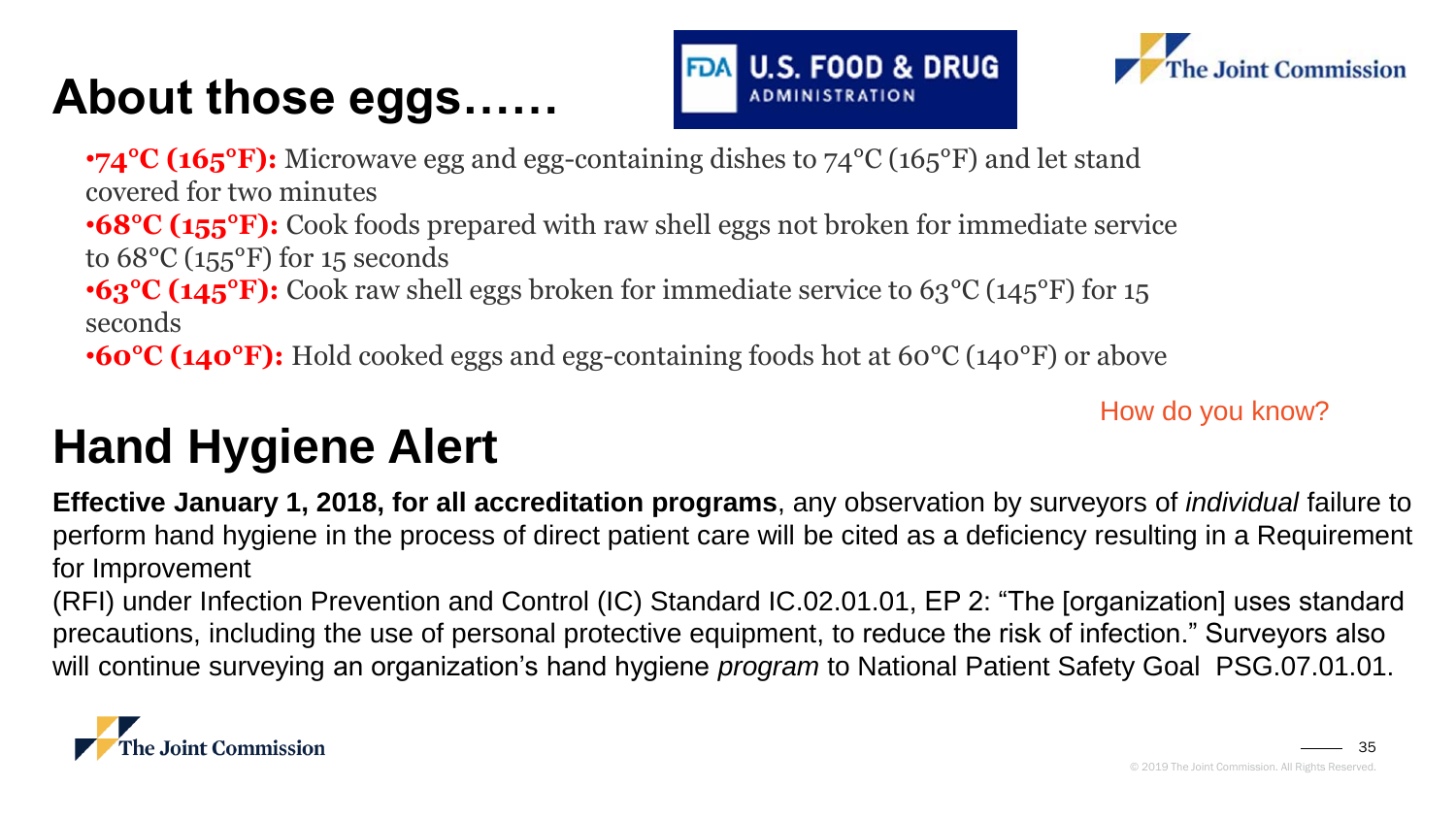# About those eggs……

- **74°C (165°F):** Microwave egg and egg-containing dishes to 74°C (165°F) and let stand covered for two minutes
- **68°C (155°F):** Cook foods prepared with raw shell eggs not broken for immediate service to 68°C (155°F) for 15 seconds
- **63°C (145°F):** Cook raw shell eggs broken for immediate service to 63°C (145°F) for 15 seconds
- **60°C (140°F):** Hold cooked eggs and egg-containing foods hot at 60°C (140°F) or above

How do you know?

# Hand Hygiene Alert

**Effective January 1, 2018, for all accreditation programs**, any observation by surveyors of *individual* failure to perform hand hygiene in the process of direct patient care will be cited as a deficiency resulting in a Requirement for Improvement (RFI) under Infection Prevention and Control (IC) Standard IC.02.01.01, EP 2: "The [organization] uses standard precautions, including the use of personal protective equipment, to reduce the risk of infection." Surveyors also will continue surveying an organization's hand hygiene *program* to National Patient Safety Goal PSG.07.01.01.

© 2019 The Joint Commission. All Rights Reserved.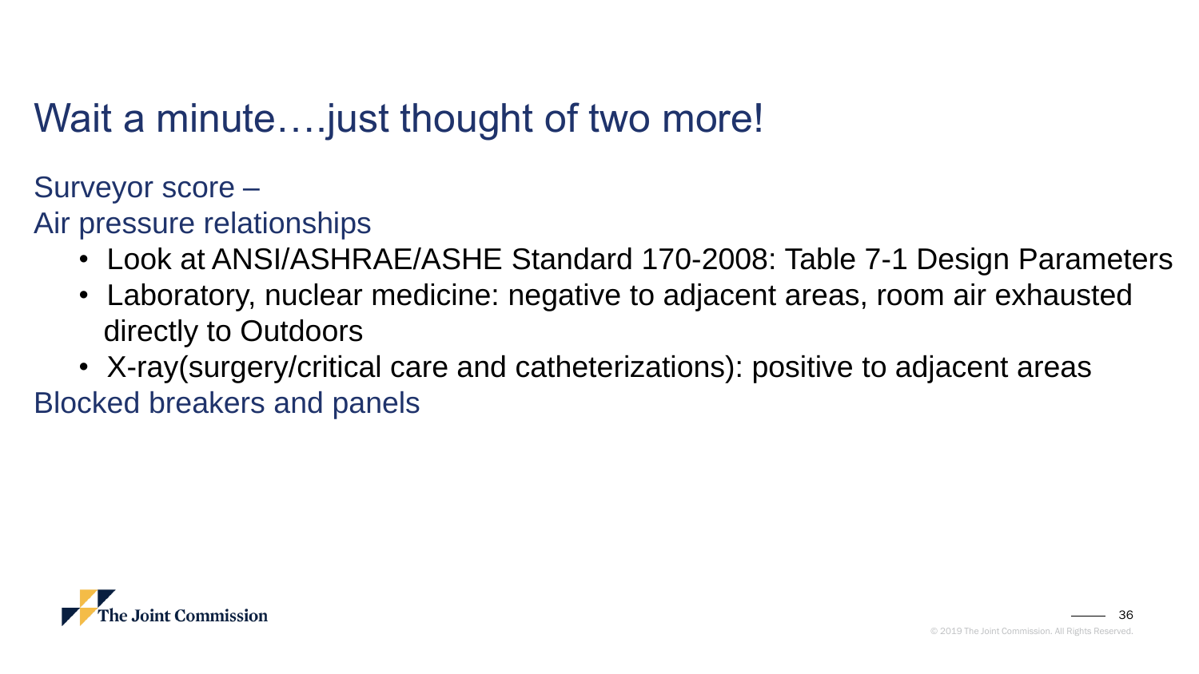# Wait a minute….just thought of two more!

Surveyor score –

Air pressure relationships

- Look at ANSI/ASHRAE/ASHE Standard 170-2008: Table 7-1 Design Parameters
- Laboratory, nuclear medicine: negative to adjacent areas, room air exhausted directly to Outdoors
- X-ray(surgery/critical care and catheterizations): positive to adjacent areas

Blocked breakers and panels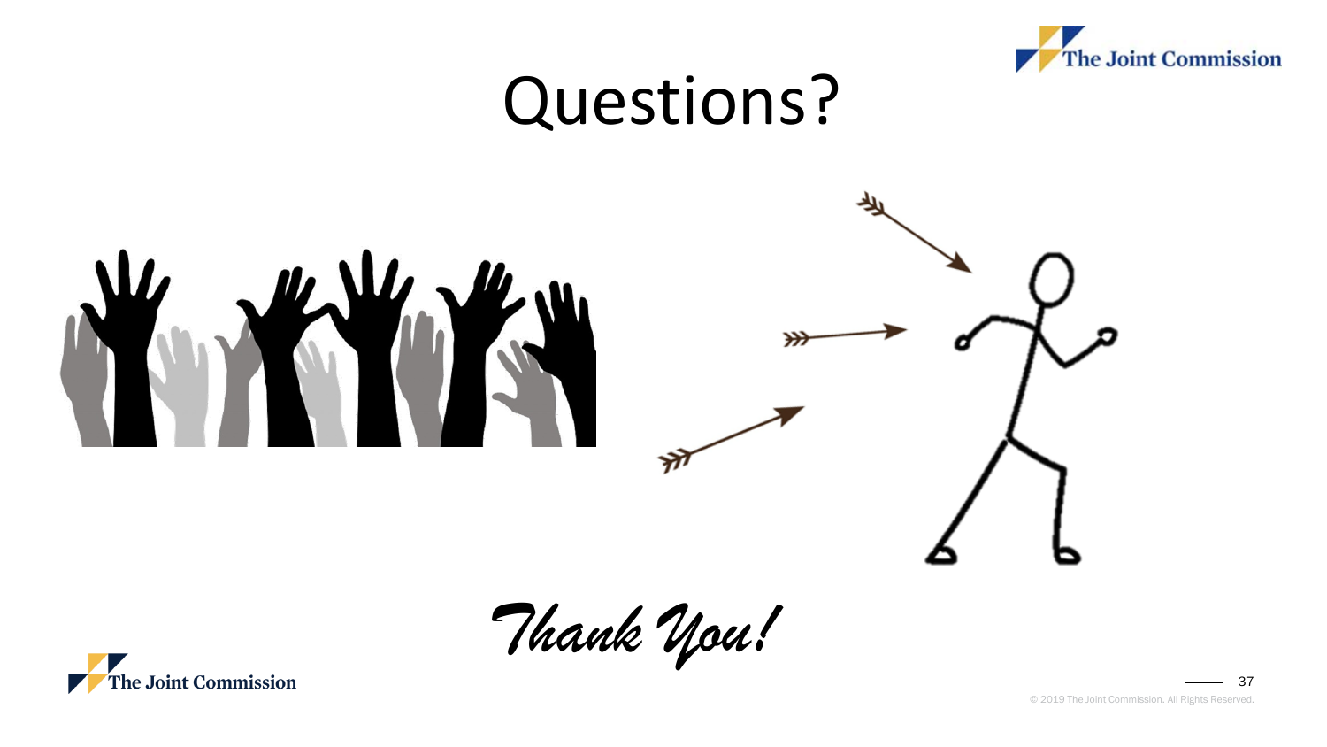# Questions?

*Thank You!*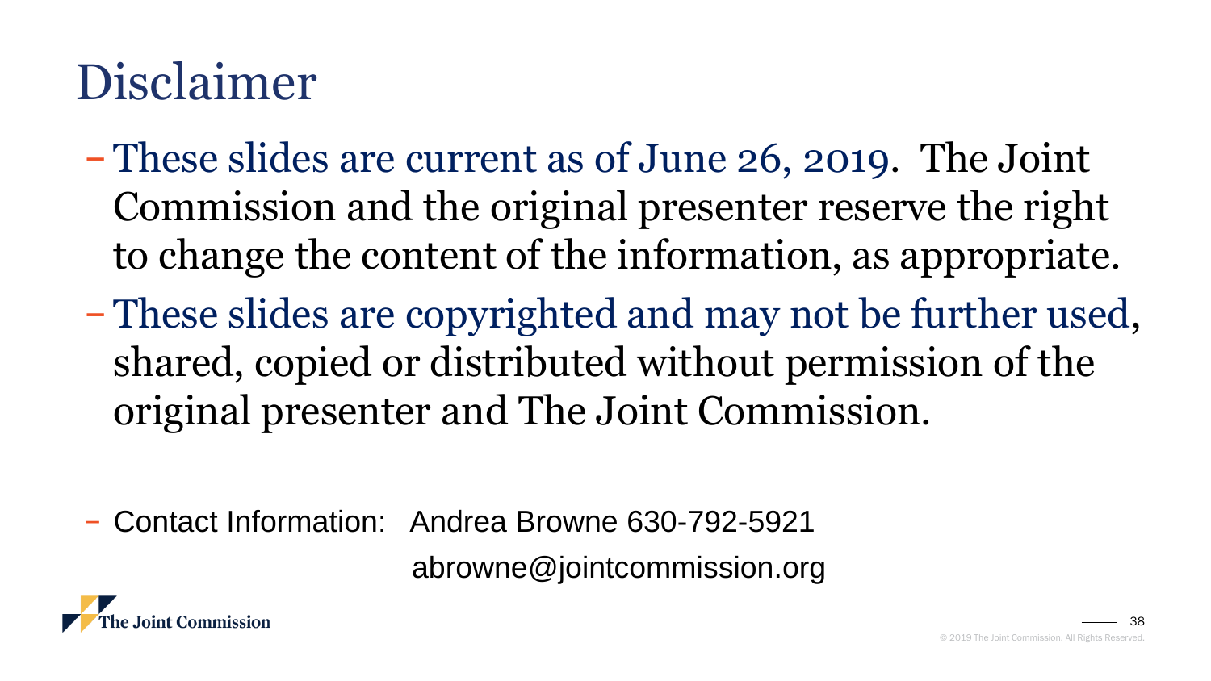# Disclaimer

- These slides are current as of June 26, 2019. The Joint Commission and the original presenter reserve the right to change the content of the information, as appropriate.
- These slides are copyrighted and may not be further used, shared, copied or distributed without permission of the original presenter and The Joint Commission.

- Contact Information: Andrea Browne 630-792-5921
  abrowne@jointcommission.org

The Joint Commission

© 2019 The Joint Commission. All Rights Reserved.